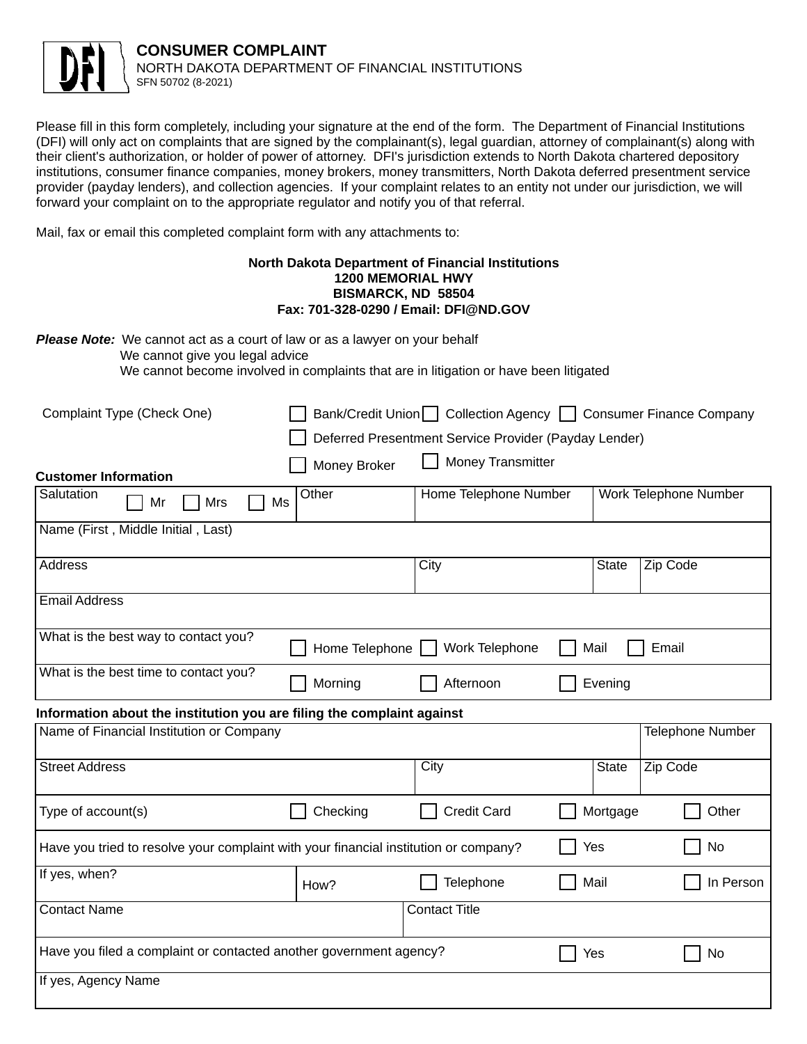# CONSUMER COMPLAINT

NORTH DAKOTA DEPARTMENT OF FINANCIAL INSTITUTIONS
SFN 50702 (8-2021)

Please fill in this form completely, including your signature at the end of the form. The Department of Financial Institutions (DFI) will only act on complaints that are signed by the complainant(s), legal guardian, attorney of complainant(s) along with their client's authorization, or holder of power of attorney. DFI's jurisdiction extends to North Dakota chartered depository institutions, consumer finance companies, money brokers, money transmitters, North Dakota deferred presentment service provider (payday lenders), and collection agencies. If your complaint relates to an entity not under our jurisdiction, we will forward your complaint on to the appropriate regulator and notify you of that referral.

Mail, fax or email this completed complaint form with any attachments to:

**North Dakota Department of Financial Institutions**
**1200 MEMORIAL HWY**
**BISMARCK, ND 58504**
**Fax: 701-328-0290 / Email: DFI@ND.GOV**

***Please Note:*** We cannot act as a court of law or as a lawyer on your behalf
We cannot give you legal advice
We cannot become involved in complaints that are in litigation or have been litigated

Complaint Type (Check One)
- ☐ Bank/Credit Union
- ☐ Collection Agency
- ☐ Consumer Finance Company
- ☐ Deferred Presentment Service Provider (Payday Lender)
- ☐ Money Broker
- ☐ Money Transmitter

**Customer Information**

| Salutation ☐ Mr ☐ Mrs ☐ Ms | Other | Home Telephone Number | Work Telephone Number |
|---|---|---|---|
| Name (First , Middle Initial , Last) | | | |
| Address | City | State | Zip Code |
| Email Address | | | |
| What is the best way to contact you? | ☐ Home Telephone ☐ Work Telephone | ☐ Mail | ☐ Email |
| What is the best time to contact you? | ☐ Morning ☐ Afternoon | ☐ Evening | |

**Information about the institution you are filing the complaint against**

| Name of Financial Institution or Company | | | | Telephone Number |
|---|---|---|---|---|
| Street Address | | City | State | Zip Code |
| Type of account(s) | ☐ Checking | ☐ Credit Card | ☐ Mortgage | ☐ Other |
| Have you tried to resolve your complaint with your financial institution or company? | | | ☐ Yes | ☐ No |
| If yes, when? | How? | ☐ Telephone | ☐ Mail | ☐ In Person |
| Contact Name | | Contact Title | | |
| Have you filed a complaint or contacted another government agency? | | | ☐ Yes | ☐ No |
| If yes, Agency Name | | | | |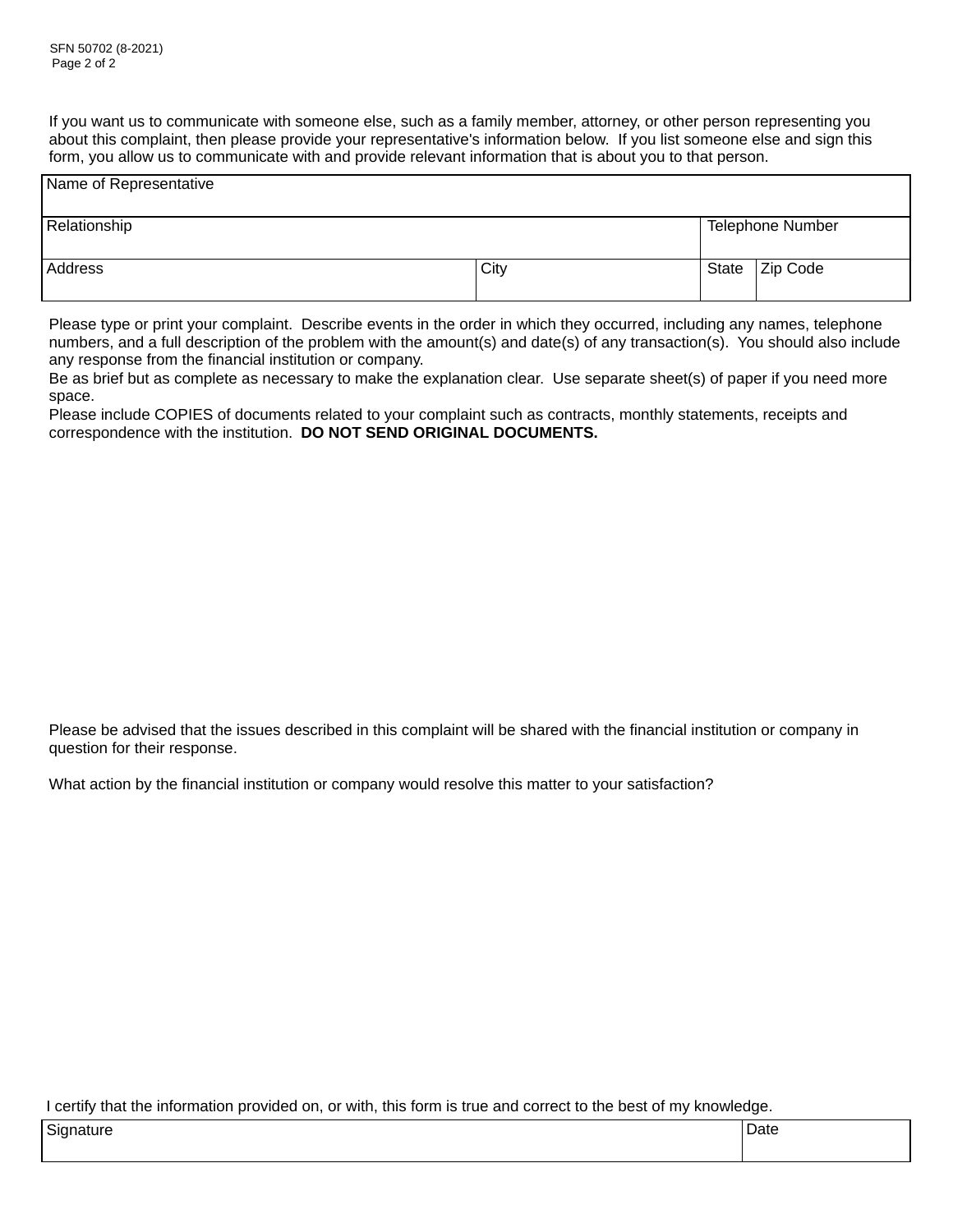If you want us to communicate with someone else, such as a family member, attorney, or other person representing you about this complaint, then please provide your representative's information below. If you list someone else and sign this form, you allow us to communicate with and provide relevant information that is about you to that person.

| | | | |
|---|---|---|---|
| Name of Representative | | | |
| Relationship | | Telephone Number | |
| Address | City | State | Zip Code |

Please type or print your complaint. Describe events in the order in which they occurred, including any names, telephone numbers, and a full description of the problem with the amount(s) and date(s) of any transaction(s). You should also include any response from the financial institution or company.

Be as brief but as complete as necessary to make the explanation clear. Use separate sheet(s) of paper if you need more space.

Please include COPIES of documents related to your complaint such as contracts, monthly statements, receipts and correspondence with the institution. **DO NOT SEND ORIGINAL DOCUMENTS.**

Please be advised that the issues described in this complaint will be shared with the financial institution or company in question for their response.

What action by the financial institution or company would resolve this matter to your satisfaction?

I certify that the information provided on, or with, this form is true and correct to the best of my knowledge.

| | |
|---|---|
| Signature | Date |